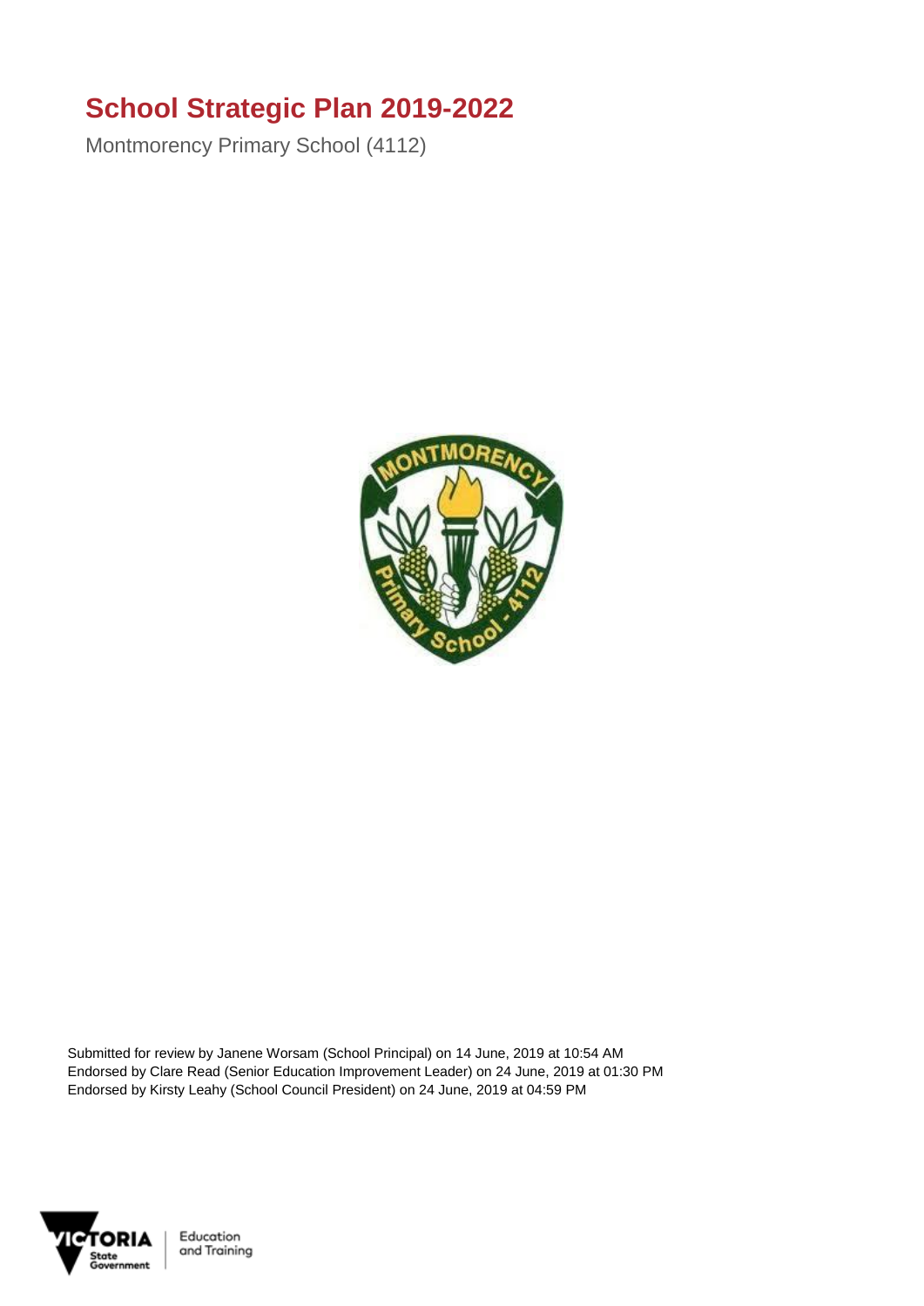# School Strategic Plan 2019-2022

Montmorency Primary School (4112)

Submitted for review by Janene Worsam (School Principal) on 14 June, 2019 at 10:54 AM
Endorsed by Clare Read (Senior Education Improvement Leader) on 24 June, 2019 at 01:30 PM
Endorsed by Kirsty Leahy (School Council President) on 24 June, 2019 at 04:59 PM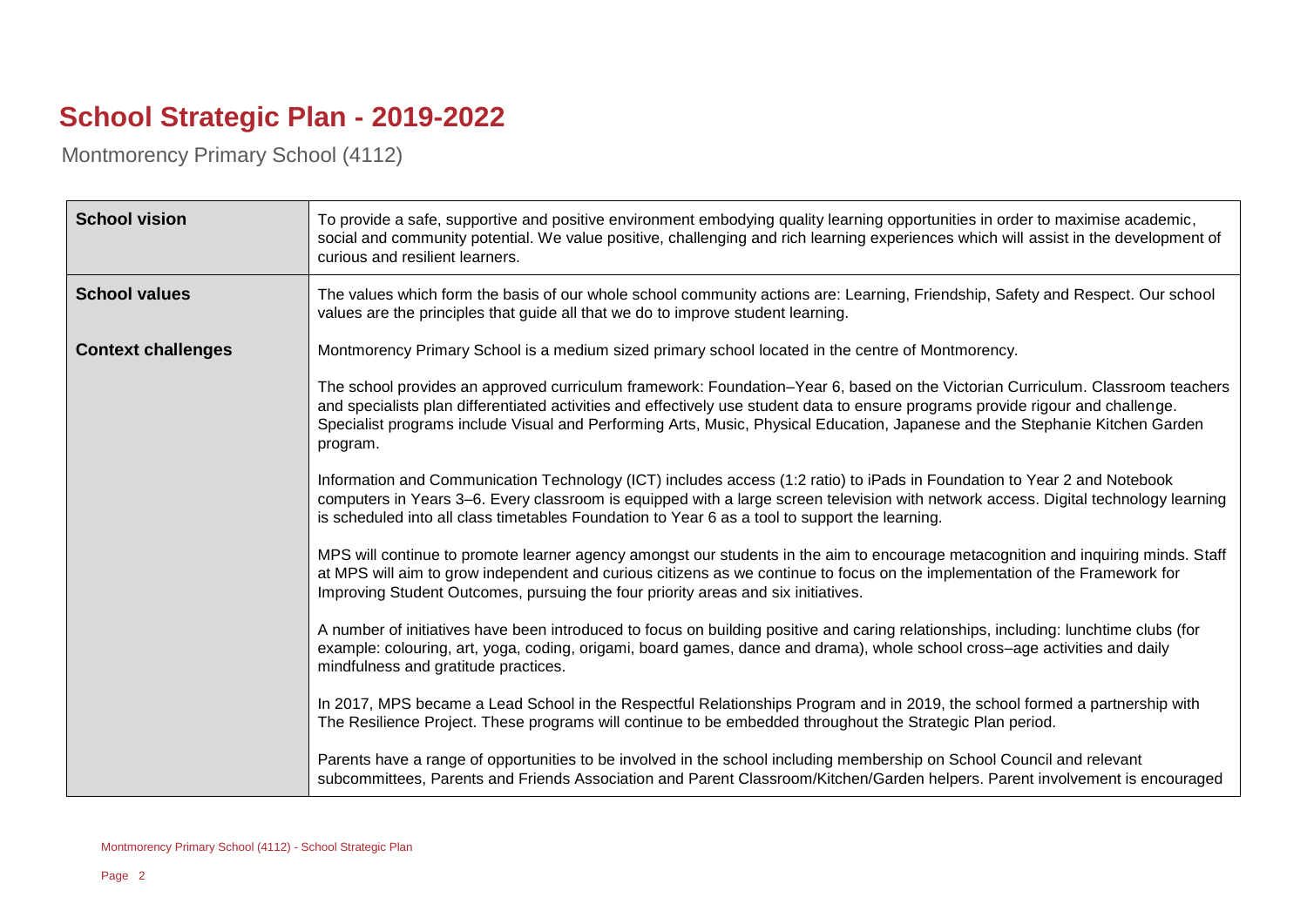# School Strategic Plan - 2019-2022

Montmorency Primary School (4112)

| | |
|---|---|
| **School vision** | To provide a safe, supportive and positive environment embodying quality learning opportunities in order to maximise academic, social and community potential. We value positive, challenging and rich learning experiences which will assist in the development of curious and resilient learners. |
| **School values** | The values which form the basis of our whole school community actions are: Learning, Friendship, Safety and Respect. Our school values are the principles that guide all that we do to improve student learning. |
| **Context challenges** | Montmorency Primary School is a medium sized primary school located in the centre of Montmorency.<br><br>The school provides an approved curriculum framework: Foundation–Year 6, based on the Victorian Curriculum. Classroom teachers and specialists plan differentiated activities and effectively use student data to ensure programs provide rigour and challenge. Specialist programs include Visual and Performing Arts, Music, Physical Education, Japanese and the Stephanie Kitchen Garden program.<br><br>Information and Communication Technology (ICT) includes access (1:2 ratio) to iPads in Foundation to Year 2 and Notebook computers in Years 3–6. Every classroom is equipped with a large screen television with network access. Digital technology learning is scheduled into all class timetables Foundation to Year 6 as a tool to support the learning.<br><br>MPS will continue to promote learner agency amongst our students in the aim to encourage metacognition and inquiring minds. Staff at MPS will aim to grow independent and curious citizens as we continue to focus on the implementation of the Framework for Improving Student Outcomes, pursuing the four priority areas and six initiatives.<br><br>A number of initiatives have been introduced to focus on building positive and caring relationships, including: lunchtime clubs (for example: colouring, art, yoga, coding, origami, board games, dance and drama), whole school cross–age activities and daily mindfulness and gratitude practices.<br><br>In 2017, MPS became a Lead School in the Respectful Relationships Program and in 2019, the school formed a partnership with The Resilience Project. These programs will continue to be embedded throughout the Strategic Plan period.<br><br>Parents have a range of opportunities to be involved in the school including membership on School Council and relevant subcommittees, Parents and Friends Association and Parent Classroom/Kitchen/Garden helpers. Parent involvement is encouraged |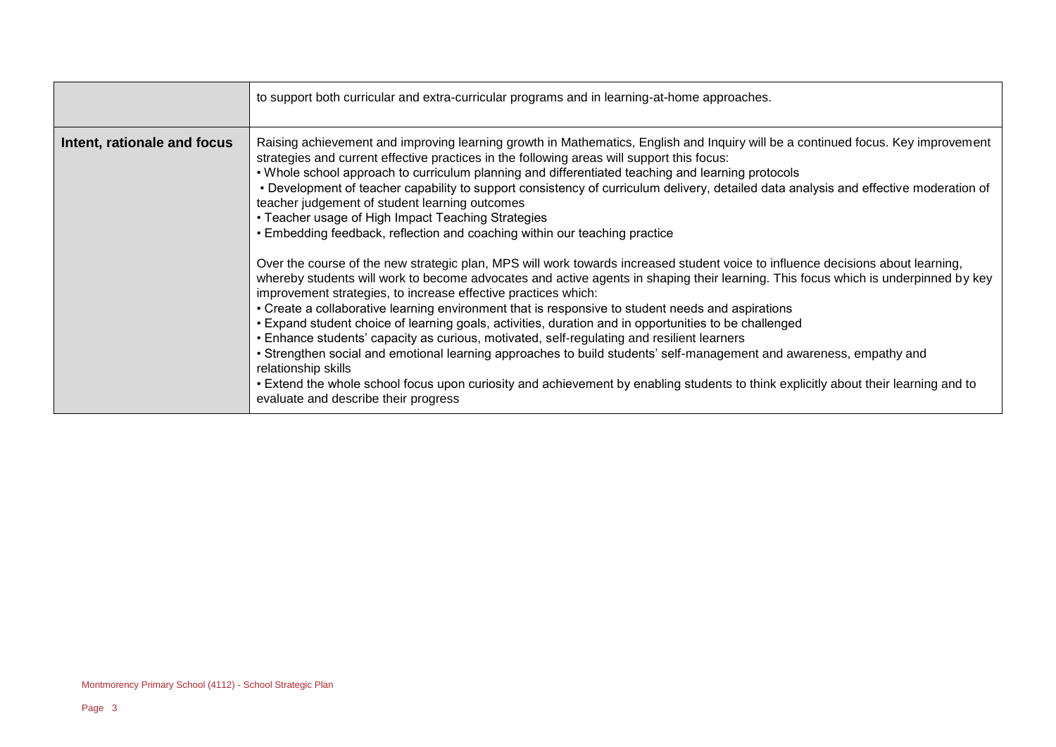| | |
|---|---|
| | to support both curricular and extra-curricular programs and in learning-at-home approaches. |
| **Intent, rationale and focus** | Raising achievement and improving learning growth in Mathematics, English and Inquiry will be a continued focus. Key improvement strategies and current effective practices in the following areas will support this focus:<br>• Whole school approach to curriculum planning and differentiated teaching and learning protocols<br>• Development of teacher capability to support consistency of curriculum delivery, detailed data analysis and effective moderation of teacher judgement of student learning outcomes<br>• Teacher usage of High Impact Teaching Strategies<br>• Embedding feedback, reflection and coaching within our teaching practice<br><br>Over the course of the new strategic plan, MPS will work towards increased student voice to influence decisions about learning, whereby students will work to become advocates and active agents in shaping their learning. This focus which is underpinned by key improvement strategies, to increase effective practices which:<br>• Create a collaborative learning environment that is responsive to student needs and aspirations<br>• Expand student choice of learning goals, activities, duration and in opportunities to be challenged<br>• Enhance students' capacity as curious, motivated, self-regulating and resilient learners<br>• Strengthen social and emotional learning approaches to build students' self-management and awareness, empathy and relationship skills<br>• Extend the whole school focus upon curiosity and achievement by enabling students to think explicitly about their learning and to evaluate and describe their progress |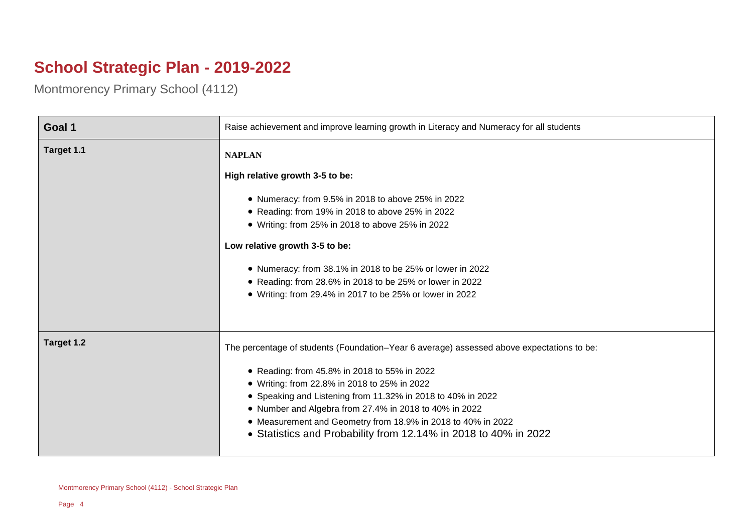# School Strategic Plan - 2019-2022

Montmorency Primary School (4112)

| Goal 1 | Raise achievement and improve learning growth in Literacy and Numeracy for all students |
|---|---|
| Target 1.1 | **NAPLAN**<br><br>**High relative growth 3-5 to be:**<br><br>• Numeracy: from 9.5% in 2018 to above 25% in 2022<br>• Reading: from 19% in 2018 to above 25% in 2022<br>• Writing: from 25% in 2018 to above 25% in 2022<br><br>**Low relative growth 3-5 to be:**<br><br>• Numeracy: from 38.1% in 2018 to be 25% or lower in 2022<br>• Reading: from 28.6% in 2018 to be 25% or lower in 2022<br>• Writing: from 29.4% in 2017 to be 25% or lower in 2022 |
| Target 1.2 | The percentage of students (Foundation–Year 6 average) assessed above expectations to be:<br><br>• Reading: from 45.8% in 2018 to 55% in 2022<br>• Writing: from 22.8% in 2018 to 25% in 2022<br>• Speaking and Listening from 11.32% in 2018 to 40% in 2022<br>• Number and Algebra from 27.4% in 2018 to 40% in 2022<br>• Measurement and Geometry from 18.9% in 2018 to 40% in 2022<br>• Statistics and Probability from 12.14% in 2018 to 40% in 2022 |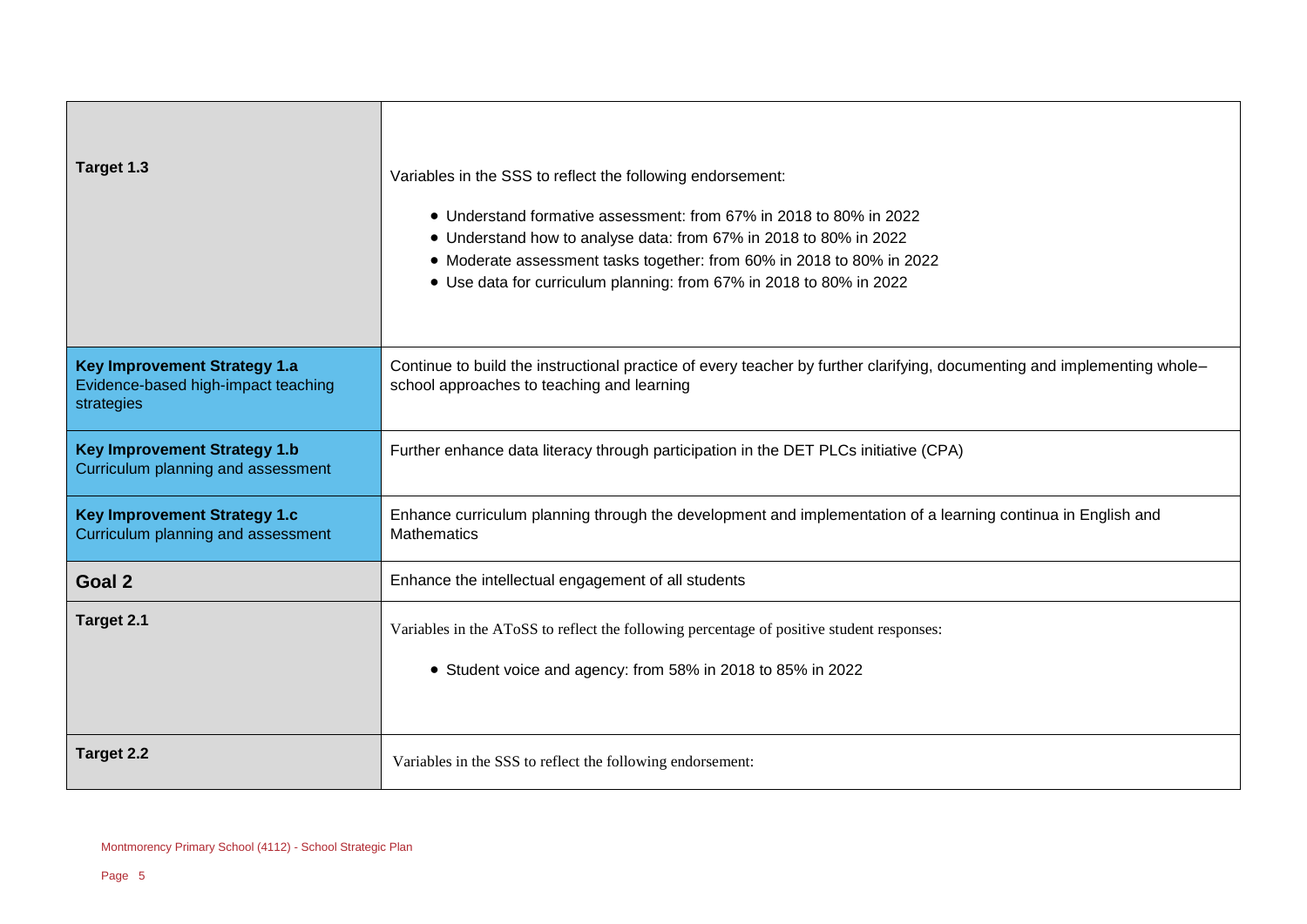| | |
|---|---|
| **Target 1.3** | Variables in the SSS to reflect the following endorsement:<br><br>• Understand formative assessment: from 67% in 2018 to 80% in 2022<br>• Understand how to analyse data: from 67% in 2018 to 80% in 2022<br>• Moderate assessment tasks together: from 60% in 2018 to 80% in 2022<br>• Use data for curriculum planning: from 67% in 2018 to 80% in 2022 |
| **Key Improvement Strategy 1.a**<br>Evidence-based high-impact teaching strategies | Continue to build the instructional practice of every teacher by further clarifying, documenting and implementing whole–school approaches to teaching and learning |
| **Key Improvement Strategy 1.b**<br>Curriculum planning and assessment | Further enhance data literacy through participation in the DET PLCs initiative (CPA) |
| **Key Improvement Strategy 1.c**<br>Curriculum planning and assessment | Enhance curriculum planning through the development and implementation of a learning continua in English and Mathematics |
| **Goal 2** | Enhance the intellectual engagement of all students |
| **Target 2.1** | Variables in the AToSS to reflect the following percentage of positive student responses:<br><br>• Student voice and agency: from 58% in 2018 to 85% in 2022 |
| **Target 2.2** | Variables in the SSS to reflect the following endorsement: |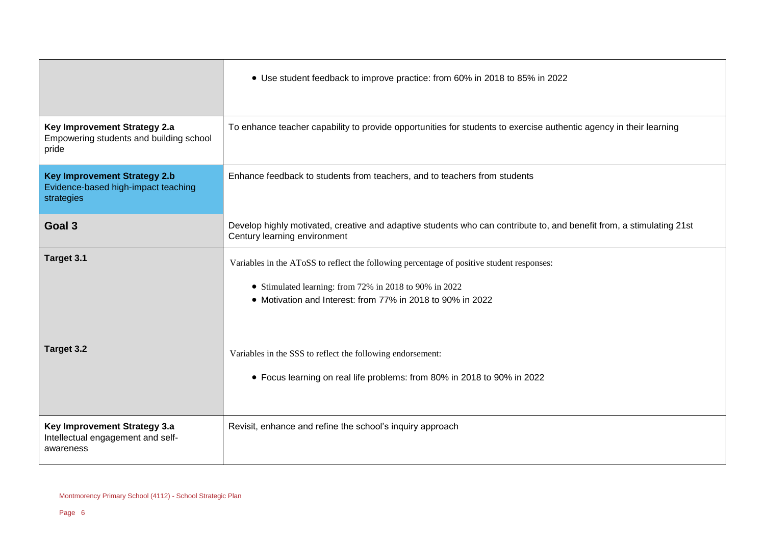| | |
|---|---|
| | • Use student feedback to improve practice: from 60% in 2018 to 85% in 2022 |
| **Key Improvement Strategy 2.a** Empowering students and building school pride | To enhance teacher capability to provide opportunities for students to exercise authentic agency in their learning |
| **Key Improvement Strategy 2.b** Evidence-based high-impact teaching strategies | Enhance feedback to students from teachers, and to teachers from students |
| **Goal 3** | Develop highly motivated, creative and adaptive students who can contribute to, and benefit from, a stimulating 21st Century learning environment |
| **Target 3.1** | Variables in the AToSS to reflect the following percentage of positive student responses:<br>• Stimulated learning: from 72% in 2018 to 90% in 2022<br>• Motivation and Interest: from 77% in 2018 to 90% in 2022 |
| **Target 3.2** | Variables in the SSS to reflect the following endorsement:<br>• Focus learning on real life problems: from 80% in 2018 to 90% in 2022 |
| **Key Improvement Strategy 3.a** Intellectual engagement and self-awareness | Revisit, enhance and refine the school's inquiry approach |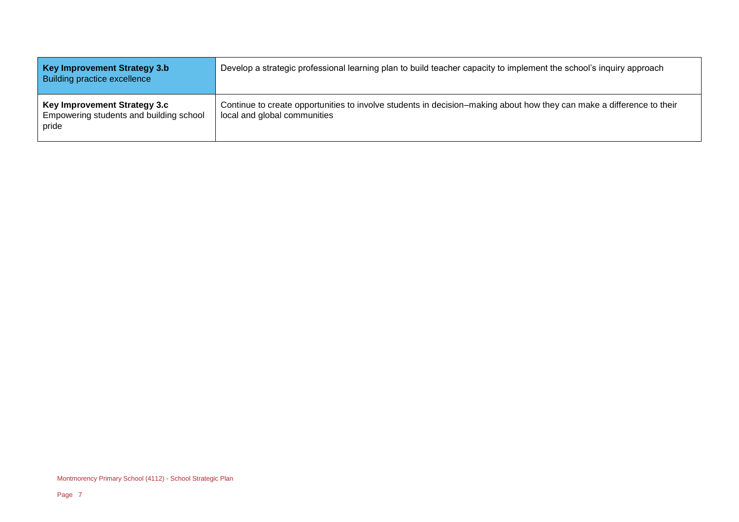| | |
|---|---|
| **Key Improvement Strategy 3.b** Building practice excellence | Develop a strategic professional learning plan to build teacher capacity to implement the school's inquiry approach |
| **Key Improvement Strategy 3.c** Empowering students and building school pride | Continue to create opportunities to involve students in decision–making about how they can make a difference to their local and global communities |